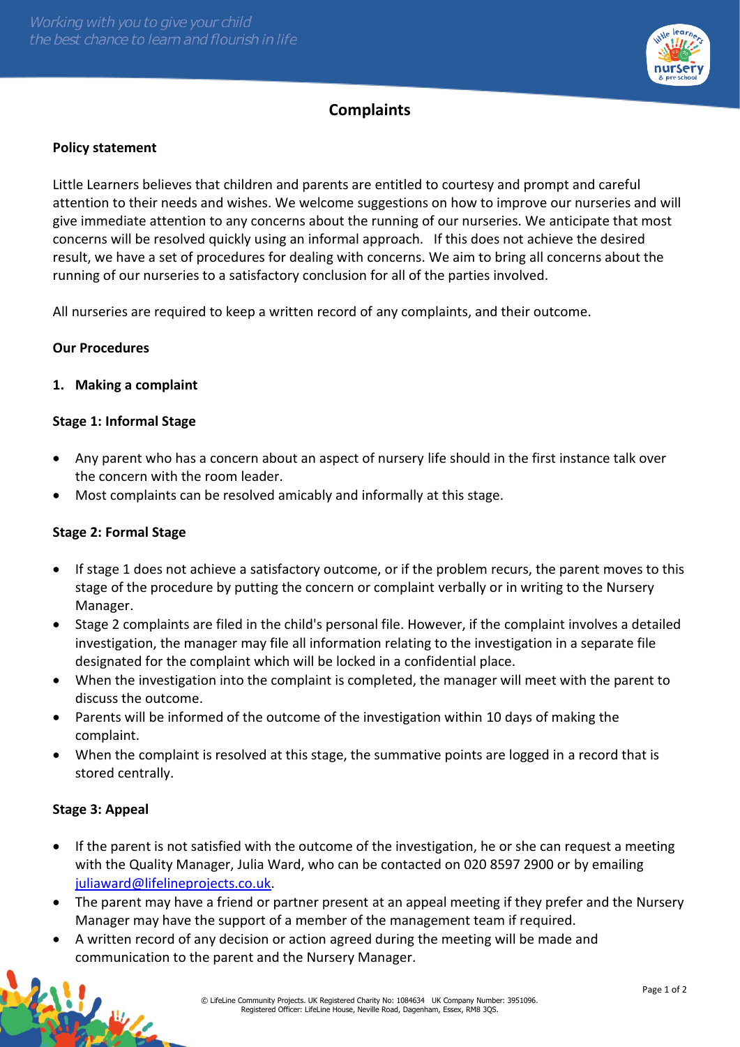# Complaints

## Policy statement

Little Learners believes that children and parents are entitled to courtesy and prompt and careful attention to their needs and wishes. We welcome suggestions on how to improve our nurseries and will give immediate attention to any concerns about the running of our nurseries. We anticipate that most concerns will be resolved quickly using an informal approach. If this does not achieve the desired result, we have a set of procedures for dealing with concerns. We aim to bring all concerns about the running of our nurseries to a satisfactory conclusion for all of the parties involved.

All nurseries are required to keep a written record of any complaints, and their outcome.

## Our Procedures

### 1. Making a complaint

#### Stage 1: Informal Stage

- Any parent who has a concern about an aspect of nursery life should in the first instance talk over the concern with the room leader.
- Most complaints can be resolved amicably and informally at this stage.

#### Stage 2: Formal Stage

- If stage 1 does not achieve a satisfactory outcome, or if the problem recurs, the parent moves to this stage of the procedure by putting the concern or complaint verbally or in writing to the Nursery Manager.
- Stage 2 complaints are filed in the child's personal file. However, if the complaint involves a detailed investigation, the manager may file all information relating to the investigation in a separate file designated for the complaint which will be locked in a confidential place.
- When the investigation into the complaint is completed, the manager will meet with the parent to discuss the outcome.
- Parents will be informed of the outcome of the investigation within 10 days of making the complaint.
- When the complaint is resolved at this stage, the summative points are logged in a record that is stored centrally.

#### Stage 3: Appeal

- If the parent is not satisfied with the outcome of the investigation, he or she can request a meeting with the Quality Manager, Julia Ward, who can be contacted on 020 8597 2900 or by emailing juliaward@lifelineprojects.co.uk.
- The parent may have a friend or partner present at an appeal meeting if they prefer and the Nursery Manager may have the support of a member of the management team if required.
- A written record of any decision or action agreed during the meeting will be made and communication to the parent and the Nursery Manager.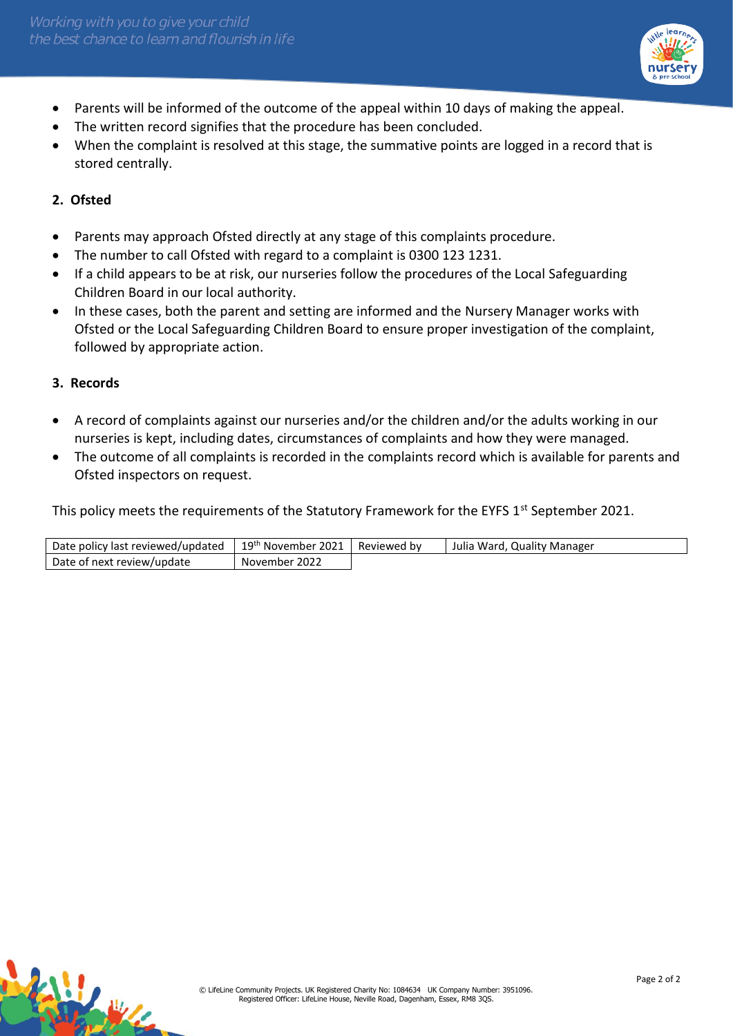- Parents will be informed of the outcome of the appeal within 10 days of making the appeal.
- The written record signifies that the procedure has been concluded.
- When the complaint is resolved at this stage, the summative points are logged in a record that is stored centrally.

## 2. Ofsted

- Parents may approach Ofsted directly at any stage of this complaints procedure.
- The number to call Ofsted with regard to a complaint is 0300 123 1231.
- If a child appears to be at risk, our nurseries follow the procedures of the Local Safeguarding Children Board in our local authority.
- In these cases, both the parent and setting are informed and the Nursery Manager works with Ofsted or the Local Safeguarding Children Board to ensure proper investigation of the complaint, followed by appropriate action.

## 3. Records

- A record of complaints against our nurseries and/or the children and/or the adults working in our nurseries is kept, including dates, circumstances of complaints and how they were managed.
- The outcome of all complaints is recorded in the complaints record which is available for parents and Ofsted inspectors on request.

This policy meets the requirements of the Statutory Framework for the EYFS 1st September 2021.

| | | | |
|---|---|---|---|
| Date policy last reviewed/updated | 19th November 2021 | Reviewed by | Julia Ward, Quality Manager |
| Date of next review/update | November 2022 | | |

© LifeLine Community Projects. UK Registered Charity No: 1084634 UK Company Number: 3951096.
Registered Officer: LifeLine House, Neville Road, Dagenham, Essex, RM8 3QS.